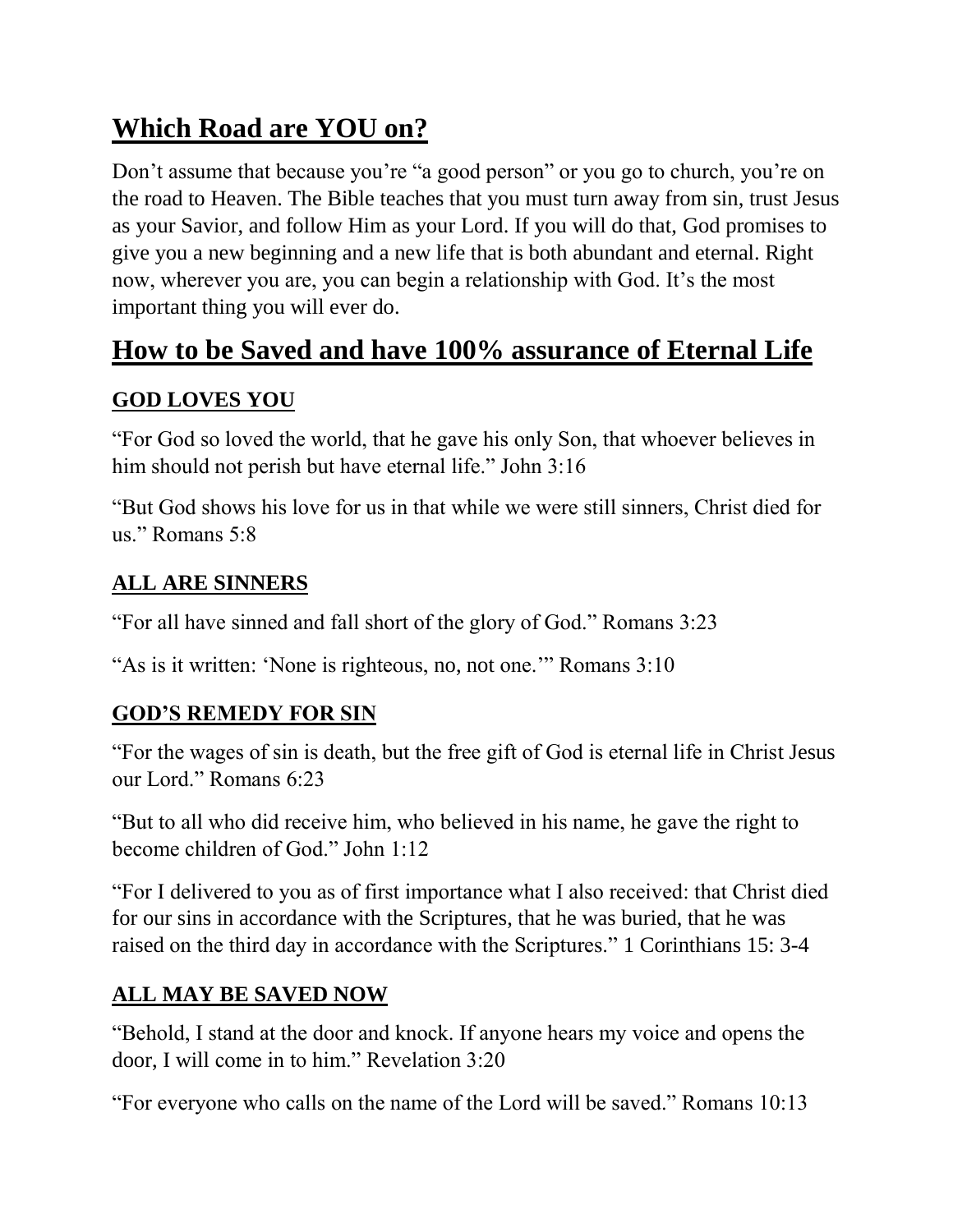## Which Road are YOU on?

Don’t assume that because you’re “a good person” or you go to church, you’re on the road to Heaven. The Bible teaches that you must turn away from sin, trust Jesus as your Savior, and follow Him as your Lord. If you will do that, God promises to give you a new beginning and a new life that is both abundant and eternal. Right now, wherever you are, you can begin a relationship with God. It’s the most important thing you will ever do.

## How to be Saved and have 100% assurance of Eternal Life

### GOD LOVES YOU

“For God so loved the world, that he gave his only Son, that whoever believes in him should not perish but have eternal life.” John 3:16

“But God shows his love for us in that while we were still sinners, Christ died for us.” Romans 5:8

### ALL ARE SINNERS

“For all have sinned and fall short of the glory of God.” Romans 3:23

“As is it written: ‘None is righteous, no, not one.’” Romans 3:10

### GOD’S REMEDY FOR SIN

“For the wages of sin is death, but the free gift of God is eternal life in Christ Jesus our Lord.” Romans 6:23

“But to all who did receive him, who believed in his name, he gave the right to become children of God.” John 1:12

“For I delivered to you as of first importance what I also received: that Christ died for our sins in accordance with the Scriptures, that he was buried, that he was raised on the third day in accordance with the Scriptures.” 1 Corinthians 15: 3-4

### ALL MAY BE SAVED NOW

“Behold, I stand at the door and knock. If anyone hears my voice and opens the door, I will come in to him.” Revelation 3:20

“For everyone who calls on the name of the Lord will be saved.” Romans 10:13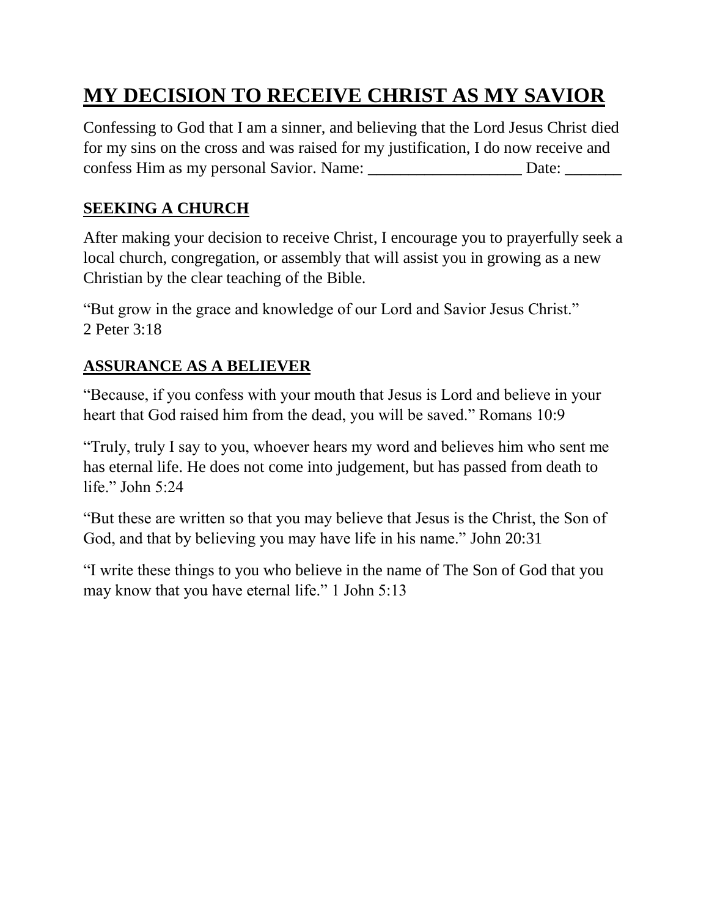# MY DECISION TO RECEIVE CHRIST AS MY SAVIOR

Confessing to God that I am a sinner, and believing that the Lord Jesus Christ died for my sins on the cross and was raised for my justification, I do now receive and confess Him as my personal Savior. Name: ___________________ Date: _______

## SEEKING A CHURCH

After making your decision to receive Christ, I encourage you to prayerfully seek a local church, congregation, or assembly that will assist you in growing as a new Christian by the clear teaching of the Bible.

"But grow in the grace and knowledge of our Lord and Savior Jesus Christ."
2 Peter 3:18

## ASSURANCE AS A BELIEVER

"Because, if you confess with your mouth that Jesus is Lord and believe in your heart that God raised him from the dead, you will be saved." Romans 10:9

"Truly, truly I say to you, whoever hears my word and believes him who sent me has eternal life. He does not come into judgement, but has passed from death to life." John 5:24

"But these are written so that you may believe that Jesus is the Christ, the Son of God, and that by believing you may have life in his name." John 20:31

"I write these things to you who believe in the name of The Son of God that you may know that you have eternal life." 1 John 5:13